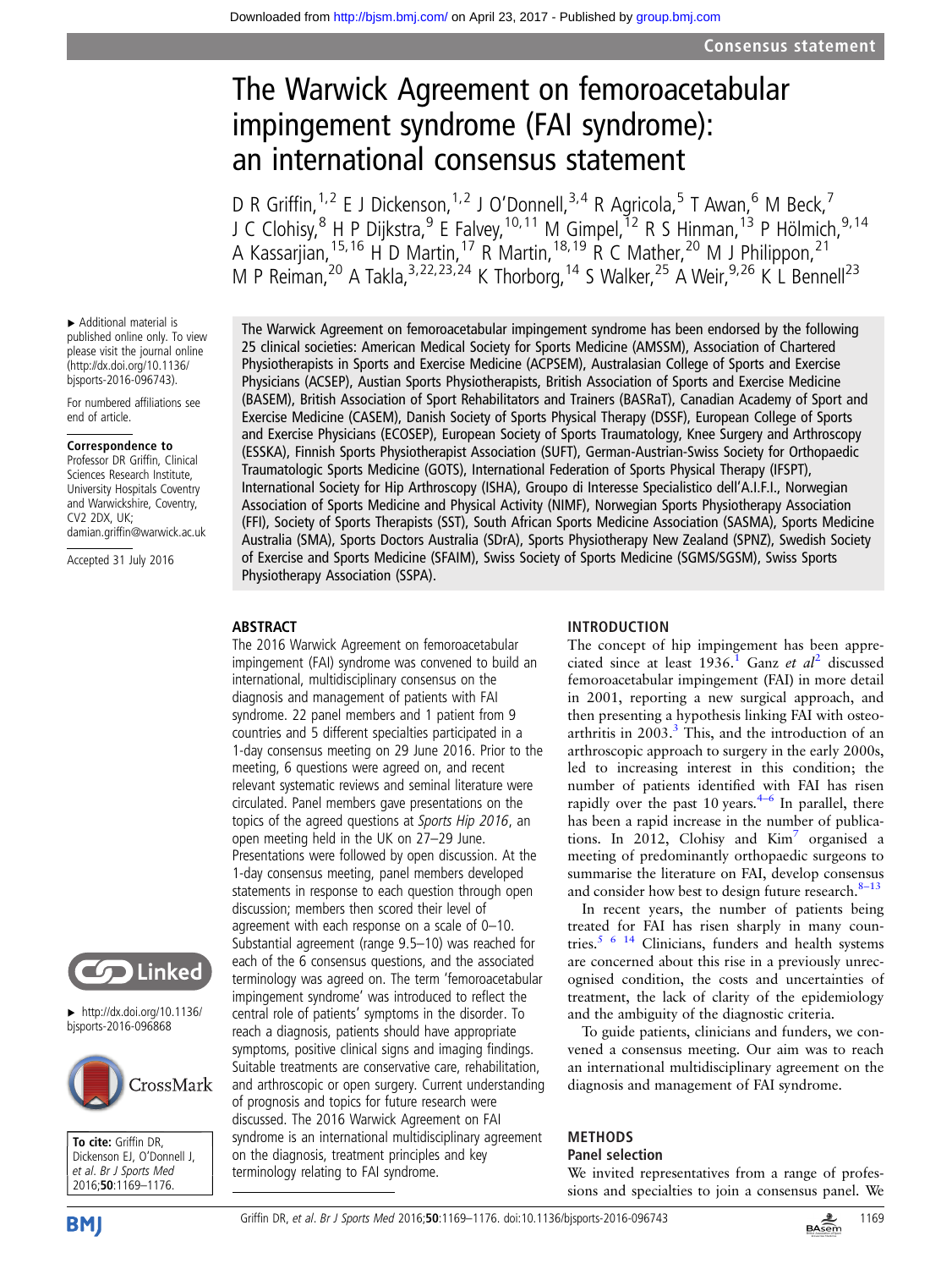# The Warwick Agreement on femoroacetabular impingement syndrome (FAI syndrome): an international consensus statement

D R Griffin,[1,2] E J Dickenson,[1,2] J O'Donnell,[3,4] R Agricola,[5] T Awan,[6] M Beck,[7] J C Clohisy,[8] H P Dijkstra,[9] E Falvey,[10,11] M Gimpel,[12] R S Hinman,[13] P Hölmich,[9,14] A Kassarjian,[15,16] H D Martin,[17] R Martin,[18,19] R C Mather,[20] M J Philippon,[21] M P Reiman,[20] A Takla,[3,22,23,24] K Thorborg,[14] S Walker,[25] A Weir,[9,26] K L Bennell[23]

▸ Additional material is published online only. To view please visit the journal online (http://dx.doi.org/10.1136/bjsports-2016-096743).

For numbered affiliations see end of article.

**Correspondence to**
Professor DR Griffin, Clinical Sciences Research Institute, University Hospitals Coventry and Warwickshire, Coventry, CV2 2DX, UK; damian.griffin@warwick.ac.uk

Accepted 31 July 2016

▸ http://dx.doi.org/10.1136/bjsports-2016-096868

**To cite:** Griffin DR, Dickenson EJ, O'Donnell J, *et al. Br J Sports Med* 2016;**50**:1169–1176.

The Warwick Agreement on femoroacetabular impingement syndrome has been endorsed by the following 25 clinical societies: American Medical Society for Sports Medicine (AMSSM), Association of Chartered Physiotherapists in Sports and Exercise Medicine (ACPSEM), Australasian College of Sports and Exercise Physicians (ACSEP), Austian Sports Physiotherapists, British Association of Sports and Exercise Medicine (BASEM), British Association of Sport Rehabilitators and Trainers (BASRaT), Canadian Academy of Sport and Exercise Medicine (CASEM), Danish Society of Sports Physical Therapy (DSSF), European College of Sports and Exercise Physicians (ECOSEP), European Society of Sports Traumatology, Knee Surgery and Arthroscopy (ESSKA), Finnish Sports Physiotherapist Association (SUFT), German-Austrian-Swiss Society for Orthopaedic Traumatologic Sports Medicine (GOTS), International Federation of Sports Physical Therapy (IFSPT), International Society for Hip Arthroscopy (ISHA), Groupo di Interesse Specialistico dell'A.I.F.I., Norwegian Association of Sports Medicine and Physical Activity (NIMF), Norwegian Sports Physiotherapy Association (FFI), Society of Sports Therapists (SST), South African Sports Medicine Association (SASMA), Sports Medicine Australia (SMA), Sports Doctors Australia (SDrA), Sports Physiotherapy New Zealand (SPNZ), Swedish Society of Exercise and Sports Medicine (SFAIM), Swiss Society of Sports Medicine (SGMS/SGSM), Swiss Sports Physiotherapy Association (SSPA).

## ABSTRACT

The 2016 Warwick Agreement on femoroacetabular impingement (FAI) syndrome was convened to build an international, multidisciplinary consensus on the diagnosis and management of patients with FAI syndrome. 22 panel members and 1 patient from 9 countries and 5 different specialties participated in a 1-day consensus meeting on 29 June 2016. Prior to the meeting, 6 questions were agreed on, and recent relevant systematic reviews and seminal literature were circulated. Panel members gave presentations on the topics of the agreed questions at *Sports Hip 2016*, an open meeting held in the UK on 27–29 June. Presentations were followed by open discussion. At the 1-day consensus meeting, panel members developed statements in response to each question through open discussion; members then scored their level of agreement with each response on a scale of 0–10. Substantial agreement (range 9.5–10) was reached for each of the 6 consensus questions, and the associated terminology was agreed on. The term 'femoroacetabular impingement syndrome' was introduced to reflect the central role of patients' symptoms in the disorder. To reach a diagnosis, patients should have appropriate symptoms, positive clinical signs and imaging findings. Suitable treatments are conservative care, rehabilitation, and arthroscopic or open surgery. Current understanding of prognosis and topics for future research were discussed. The 2016 Warwick Agreement on FAI syndrome is an international multidisciplinary agreement on the diagnosis, treatment principles and key terminology relating to FAI syndrome.

## INTRODUCTION

The concept of hip impingement has been appreciated since at least 1936.[1] Ganz *et al*[2] discussed femoroacetabular impingement (FAI) in more detail in 2001, reporting a new surgical approach, and then presenting a hypothesis linking FAI with osteoarthritis in 2003.[3] This, and the introduction of an arthroscopic approach to surgery in the early 2000s, led to increasing interest in this condition; the number of patients identified with FAI has risen rapidly over the past 10 years.[4–6] In parallel, there has been a rapid increase in the number of publications. In 2012, Clohisy and Kim[7] organised a meeting of predominantly orthopaedic surgeons to summarise the literature on FAI, develop consensus and consider how best to design future research.[8–13]

In recent years, the number of patients being treated for FAI has risen sharply in many countries.[5 6 14] Clinicians, funders and health systems are concerned about this rise in a previously unrecognised condition, the costs and uncertainties of treatment, the lack of clarity of the epidemiology and the ambiguity of the diagnostic criteria.

To guide patients, clinicians and funders, we convened a consensus meeting. Our aim was to reach an international multidisciplinary agreement on the diagnosis and management of FAI syndrome.

## METHODS

### Panel selection

We invited representatives from a range of professions and specialties to join a consensus panel. We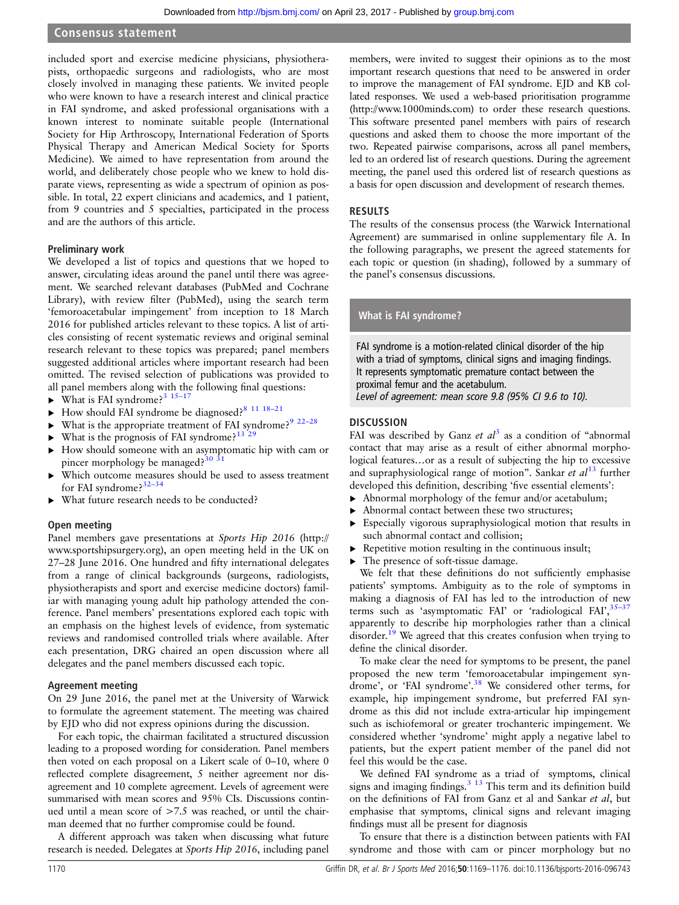included sport and exercise medicine physicians, physiotherapists, orthopaedic surgeons and radiologists, who are most closely involved in managing these patients. We invited people who were known to have a research interest and clinical practice in FAI syndrome, and asked professional organisations with a known interest to nominate suitable people (International Society for Hip Arthroscopy, International Federation of Sports Physical Therapy and American Medical Society for Sports Medicine). We aimed to have representation from around the world, and deliberately chose people who we knew to hold disparate views, representing as wide a spectrum of opinion as possible. In total, 22 expert clinicians and academics, and 1 patient, from 9 countries and 5 specialties, participated in the process and are the authors of this article.

### Preliminary work

We developed a list of topics and questions that we hoped to answer, circulating ideas around the panel until there was agreement. We searched relevant databases (PubMed and Cochrane Library), with review filter (PubMed), using the search term 'femoroacetabular impingement' from inception to 18 March 2016 for published articles relevant to these topics. A list of articles consisting of recent systematic reviews and original seminal research relevant to these topics was prepared; panel members suggested additional articles where important research had been omitted. The revised selection of publications was provided to all panel members along with the following final questions:

- What is FAI syndrome?[3 15–17]
- How should FAI syndrome be diagnosed?[8 11 18–21]
- What is the appropriate treatment of FAI syndrome?[9 22–28]
- What is the prognosis of FAI syndrome?[13 29]
- How should someone with an asymptomatic hip with cam or pincer morphology be managed?[30 31]
- Which outcome measures should be used to assess treatment for FAI syndrome?[32–34]
- What future research needs to be conducted?

### Open meeting

Panel members gave presentations at *Sports Hip 2016* (http://www.sportshipsurgery.org), an open meeting held in the UK on 27–28 June 2016. One hundred and fifty international delegates from a range of clinical backgrounds (surgeons, radiologists, physiotherapists and sport and exercise medicine doctors) familiar with managing young adult hip pathology attended the conference. Panel members' presentations explored each topic with an emphasis on the highest levels of evidence, from systematic reviews and randomised controlled trials where available. After each presentation, DRG chaired an open discussion where all delegates and the panel members discussed each topic.

### Agreement meeting

On 29 June 2016, the panel met at the University of Warwick to formulate the agreement statement. The meeting was chaired by EJD who did not express opinions during the discussion.

For each topic, the chairman facilitated a structured discussion leading to a proposed wording for consideration. Panel members then voted on each proposal on a Likert scale of 0–10, where 0 reflected complete disagreement, 5 neither agreement nor disagreement and 10 complete agreement. Levels of agreement were summarised with mean scores and 95% CIs. Discussions continued until a mean score of >7.5 was reached, or until the chairman deemed that no further compromise could be found.

A different approach was taken when discussing what future research is needed. Delegates at *Sports Hip 2016*, including panel members, were invited to suggest their opinions as to the most important research questions that need to be answered in order to improve the management of FAI syndrome. EJD and KB collated responses. We used a web-based prioritisation programme (http://www.1000minds.com) to order these research questions. This software presented panel members with pairs of research questions and asked them to choose the more important of the two. Repeated pairwise comparisons, across all panel members, led to an ordered list of research questions. During the agreement meeting, the panel used this ordered list of research questions as a basis for open discussion and development of research themes.

## RESULTS

The results of the consensus process (the Warwick International Agreement) are summarised in online supplementary file A. In the following paragraphs, we present the agreed statements for each topic or question (in shading), followed by a summary of the panel's consensus discussions.

### What is FAI syndrome?

FAI syndrome is a motion-related clinical disorder of the hip with a triad of symptoms, clinical signs and imaging findings. It represents symptomatic premature contact between the proximal femur and the acetabulum.
*Level of agreement: mean score 9.8 (95% CI 9.6 to 10).*

## DISCUSSION

FAI was described by Ganz *et al*[3] as a condition of "abnormal contact that may arise as a result of either abnormal morphological features…or as a result of subjecting the hip to excessive and supraphysiological range of motion". Sankar *et al*[13] further developed this definition, describing 'five essential elements':

- Abnormal morphology of the femur and/or acetabulum;
- Abnormal contact between these two structures;
- Especially vigorous supraphysiological motion that results in such abnormal contact and collision;
- Repetitive motion resulting in the continuous insult;
- The presence of soft-tissue damage.

We felt that these definitions do not sufficiently emphasise patients' symptoms. Ambiguity as to the role of symptoms in making a diagnosis of FAI has led to the introduction of new terms such as 'asymptomatic FAI' or 'radiological FAI',[35–37] apparently to describe hip morphologies rather than a clinical disorder.[19] We agreed that this creates confusion when trying to define the clinical disorder.

To make clear the need for symptoms to be present, the panel proposed the new term 'femoroacetabular impingement syndrome', or 'FAI syndrome'.[38] We considered other terms, for example, hip impingement syndrome, but preferred FAI syndrome as this did not include extra-articular hip impingement such as ischiofemoral or greater trochanteric impingement. We considered whether 'syndrome' might apply a negative label to patients, but the expert patient member of the panel did not feel this would be the case.

We defined FAI syndrome as a triad of symptoms, clinical signs and imaging findings.[3 13] This term and its definition build on the definitions of FAI from Ganz et al and Sankar *et al*, but emphasise that symptoms, clinical signs and relevant imaging findings must all be present for diagnosis

To ensure that there is a distinction between patients with FAI syndrome and those with cam or pincer morphology but no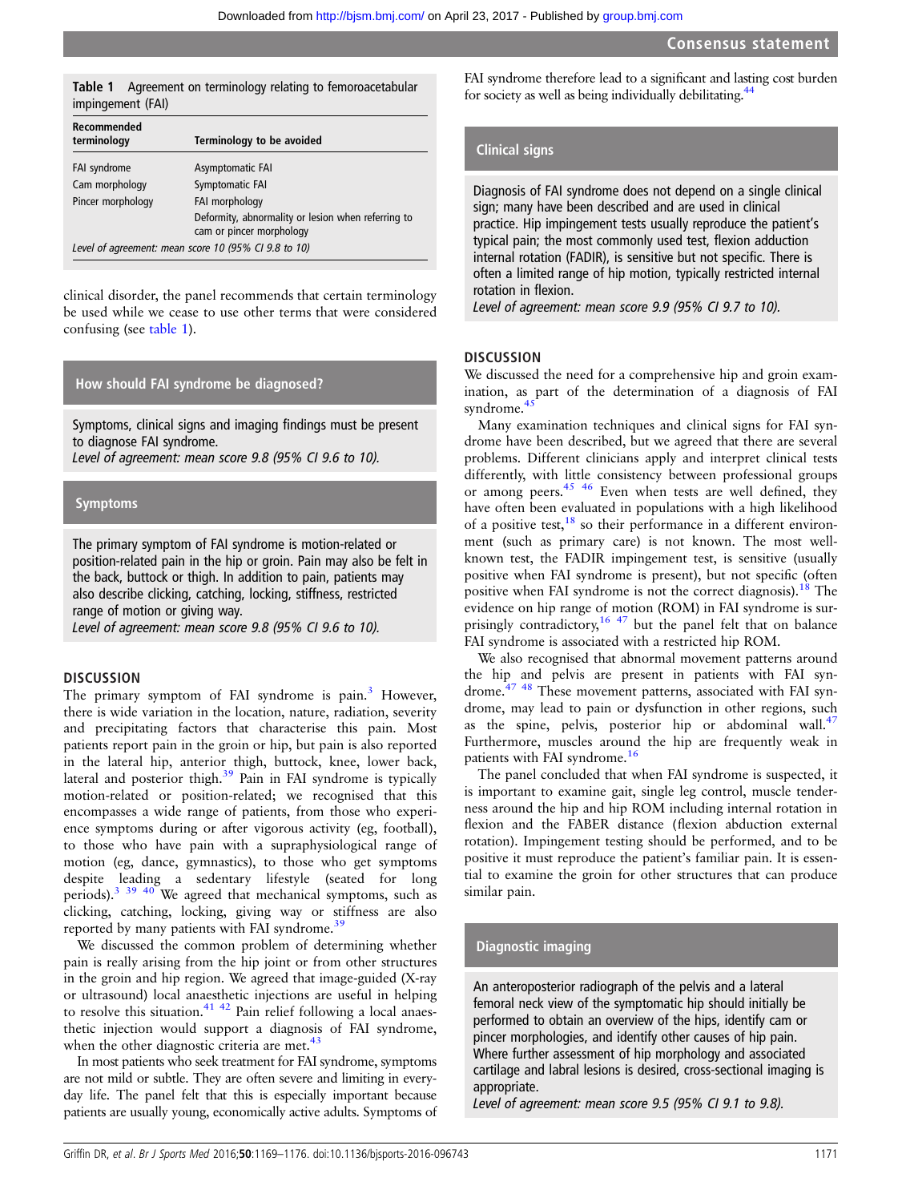**Table 1** Agreement on terminology relating to femoroacetabular impingement (FAI)

| Recommended terminology | Terminology to be avoided |
|---|---|
| FAI syndrome | Asymptomatic FAI |
| Cam morphology | Symptomatic FAI |
| Pincer morphology | FAI morphology |
| | Deformity, abnormality or lesion when referring to cam or pincer morphology |

*Level of agreement: mean score 10 (95% CI 9.8 to 10)*

clinical disorder, the panel recommends that certain terminology be used while we cease to use other terms that were considered confusing (see table 1).

## How should FAI syndrome be diagnosed?

Symptoms, clinical signs and imaging findings must be present to diagnose FAI syndrome.
*Level of agreement: mean score 9.8 (95% CI 9.6 to 10).*

## Symptoms

The primary symptom of FAI syndrome is motion-related or position-related pain in the hip or groin. Pain may also be felt in the back, buttock or thigh. In addition to pain, patients may also describe clicking, catching, locking, stiffness, restricted range of motion or giving way.
*Level of agreement: mean score 9.8 (95% CI 9.6 to 10).*

### DISCUSSION

The primary symptom of FAI syndrome is pain.[3] However, there is wide variation in the location, nature, radiation, severity and precipitating factors that characterise this pain. Most patients report pain in the groin or hip, but pain is also reported in the lateral hip, anterior thigh, buttock, knee, lower back, lateral and posterior thigh.[39] Pain in FAI syndrome is typically motion-related or position-related; we recognised that this encompasses a wide range of patients, from those who experience symptoms during or after vigorous activity (eg, football), to those who have pain with a supraphysiological range of motion (eg, dance, gymnastics), to those who get symptoms despite leading a sedentary lifestyle (seated for long periods).[3 39 40] We agreed that mechanical symptoms, such as clicking, catching, locking, giving way or stiffness are also reported by many patients with FAI syndrome.[39]

We discussed the common problem of determining whether pain is really arising from the hip joint or from other structures in the groin and hip region. We agreed that image-guided (X-ray or ultrasound) local anaesthetic injections are useful in helping to resolve this situation.[41 42] Pain relief following a local anaesthetic injection would support a diagnosis of FAI syndrome, when the other diagnostic criteria are met.[43]

In most patients who seek treatment for FAI syndrome, symptoms are not mild or subtle. They are often severe and limiting in everyday life. The panel felt that this is especially important because patients are usually young, economically active adults. Symptoms of FAI syndrome therefore lead to a significant and lasting cost burden for society as well as being individually debilitating.[44]

## Clinical signs

Diagnosis of FAI syndrome does not depend on a single clinical sign; many have been described and are used in clinical practice. Hip impingement tests usually reproduce the patient's typical pain; the most commonly used test, flexion adduction internal rotation (FADIR), is sensitive but not specific. There is often a limited range of hip motion, typically restricted internal rotation in flexion.
*Level of agreement: mean score 9.9 (95% CI 9.7 to 10).*

### DISCUSSION

We discussed the need for a comprehensive hip and groin examination, as part of the determination of a diagnosis of FAI syndrome.[45]

Many examination techniques and clinical signs for FAI syndrome have been described, but we agreed that there are several problems. Different clinicians apply and interpret clinical tests differently, with little consistency between professional groups or among peers.[45 46] Even when tests are well defined, they have often been evaluated in populations with a high likelihood of a positive test,[18] so their performance in a different environment (such as primary care) is not known. The most well-known test, the FADIR impingement test, is sensitive (usually positive when FAI syndrome is present), but not specific (often positive when FAI syndrome is not the correct diagnosis).[18] The evidence on hip range of motion (ROM) in FAI syndrome is surprisingly contradictory,[16 47] but the panel felt that on balance FAI syndrome is associated with a restricted hip ROM.

We also recognised that abnormal movement patterns around the hip and pelvis are present in patients with FAI syndrome.[47 48] These movement patterns, associated with FAI syndrome, may lead to pain or dysfunction in other regions, such as the spine, pelvis, posterior hip or abdominal wall.[47] Furthermore, muscles around the hip are frequently weak in patients with FAI syndrome.[16]

The panel concluded that when FAI syndrome is suspected, it is important to examine gait, single leg control, muscle tenderness around the hip and hip ROM including internal rotation in flexion and the FABER distance (flexion abduction external rotation). Impingement testing should be performed, and to be positive it must reproduce the patient's familiar pain. It is essential to examine the groin for other structures that can produce similar pain.

## Diagnostic imaging

An anteroposterior radiograph of the pelvis and a lateral femoral neck view of the symptomatic hip should initially be performed to obtain an overview of the hips, identify cam or pincer morphologies, and identify other causes of hip pain. Where further assessment of hip morphology and associated cartilage and labral lesions is desired, cross-sectional imaging is appropriate.
*Level of agreement: mean score 9.5 (95% CI 9.1 to 9.8).*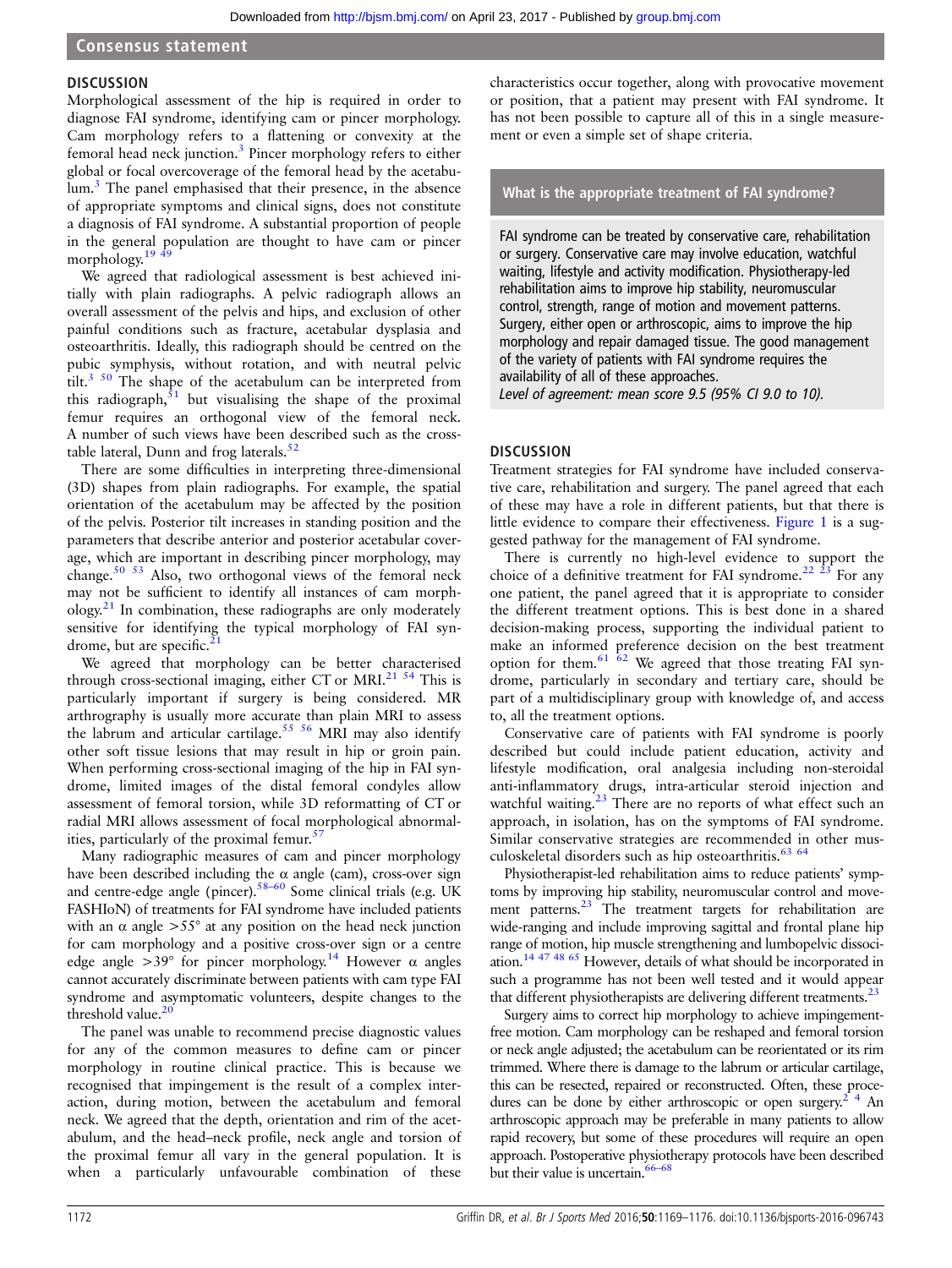## DISCUSSION

Morphological assessment of the hip is required in order to diagnose FAI syndrome, identifying cam or pincer morphology. Cam morphology refers to a flattening or convexity at the femoral head neck junction.[3] Pincer morphology refers to either global or focal overcoverage of the femoral head by the acetabulum.[3] The panel emphasised that their presence, in the absence of appropriate symptoms and clinical signs, does not constitute a diagnosis of FAI syndrome. A substantial proportion of people in the general population are thought to have cam or pincer morphology.[19 49]

We agreed that radiological assessment is best achieved initially with plain radiographs. A pelvic radiograph allows an overall assessment of the pelvis and hips, and exclusion of other painful conditions such as fracture, acetabular dysplasia and osteoarthritis. Ideally, this radiograph should be centred on the pubic symphysis, without rotation, and with neutral pelvic tilt.[3 50] The shape of the acetabulum can be interpreted from this radiograph,[51] but visualising the shape of the proximal femur requires an orthogonal view of the femoral neck. A number of such views have been described such as the cross-table lateral, Dunn and frog laterals.[52]

There are some difficulties in interpreting three-dimensional (3D) shapes from plain radiographs. For example, the spatial orientation of the acetabulum may be affected by the position of the pelvis. Posterior tilt increases in standing position and the parameters that describe anterior and posterior acetabular coverage, which are important in describing pincer morphology, may change.[50 53] Also, two orthogonal views of the femoral neck may not be sufficient to identify all instances of cam morphology.[21] In combination, these radiographs are only moderately sensitive for identifying the typical morphology of FAI syndrome, but are specific.[21]

We agreed that morphology can be better characterised through cross-sectional imaging, either CT or MRI.[21 54] This is particularly important if surgery is being considered. MR arthrography is usually more accurate than plain MRI to assess the labrum and articular cartilage.[55 56] MRI may also identify other soft tissue lesions that may result in hip or groin pain. When performing cross-sectional imaging of the hip in FAI syndrome, limited images of the distal femoral condyles allow assessment of femoral torsion, while 3D reformatting of CT or radial MRI allows assessment of focal morphological abnormalities, particularly of the proximal femur.[57]

Many radiographic measures of cam and pincer morphology have been described including the α angle (cam), cross-over sign and centre-edge angle (pincer).[58–60] Some clinical trials (e.g. UK FASHIoN) of treatments for FAI syndrome have included patients with an α angle >55° at any position on the head neck junction for cam morphology and a positive cross-over sign or a centre edge angle >39° for pincer morphology.[14] However α angles cannot accurately discriminate between patients with cam type FAI syndrome and asymptomatic volunteers, despite changes to the threshold value.[20]

The panel was unable to recommend precise diagnostic values for any of the common measures to define cam or pincer morphology in routine clinical practice. This is because we recognised that impingement is the result of a complex interaction, during motion, between the acetabulum and femoral neck. We agreed that the depth, orientation and rim of the acetabulum, and the head–neck profile, neck angle and torsion of the proximal femur all vary in the general population. It is when a particularly unfavourable combination of these characteristics occur together, along with provocative movement or position, that a patient may present with FAI syndrome. It has not been possible to capture all of this in a single measurement or even a simple set of shape criteria.

### What is the appropriate treatment of FAI syndrome?

FAI syndrome can be treated by conservative care, rehabilitation or surgery. Conservative care may involve education, watchful waiting, lifestyle and activity modification. Physiotherapy-led rehabilitation aims to improve hip stability, neuromuscular control, strength, range of motion and movement patterns. Surgery, either open or arthroscopic, aims to improve the hip morphology and repair damaged tissue. The good management of the variety of patients with FAI syndrome requires the availability of all of these approaches.

*Level of agreement: mean score 9.5 (95% CI 9.0 to 10).*

## DISCUSSION

Treatment strategies for FAI syndrome have included conservative care, rehabilitation and surgery. The panel agreed that each of these may have a role in different patients, but that there is little evidence to compare their effectiveness. Figure 1 is a suggested pathway for the management of FAI syndrome.

There is currently no high-level evidence to support the choice of a definitive treatment for FAI syndrome.[22 23] For any one patient, the panel agreed that it is appropriate to consider the different treatment options. This is best done in a shared decision-making process, supporting the individual patient to make an informed preference decision on the best treatment option for them.[61 62] We agreed that those treating FAI syndrome, particularly in secondary and tertiary care, should be part of a multidisciplinary group with knowledge of, and access to, all the treatment options.

Conservative care of patients with FAI syndrome is poorly described but could include patient education, activity and lifestyle modification, oral analgesia including non-steroidal anti-inflammatory drugs, intra-articular steroid injection and watchful waiting.[23] There are no reports of what effect such an approach, in isolation, has on the symptoms of FAI syndrome. Similar conservative strategies are recommended in other musculoskeletal disorders such as hip osteoarthritis.[63 64]

Physiotherapist-led rehabilitation aims to reduce patients' symptoms by improving hip stability, neuromuscular control and movement patterns.[23] The treatment targets for rehabilitation are wide-ranging and include improving sagittal and frontal plane hip range of motion, hip muscle strengthening and lumbopelvic dissociation.[14 47 48 65] However, details of what should be incorporated in such a programme has not been well tested and it would appear that different physiotherapists are delivering different treatments.[23]

Surgery aims to correct hip morphology to achieve impingement-free motion. Cam morphology can be reshaped and femoral torsion or neck angle adjusted; the acetabulum can be reoriented or its rim trimmed. Where there is damage to the labrum or articular cartilage, this can be resected, repaired or reconstructed. Often, these procedures can be done by either arthroscopic or open surgery.[2 4] An arthroscopic approach may be preferable in many patients to allow rapid recovery, but some of these procedures will require an open approach. Postoperative physiotherapy protocols have been described but their value is uncertain.[66–68]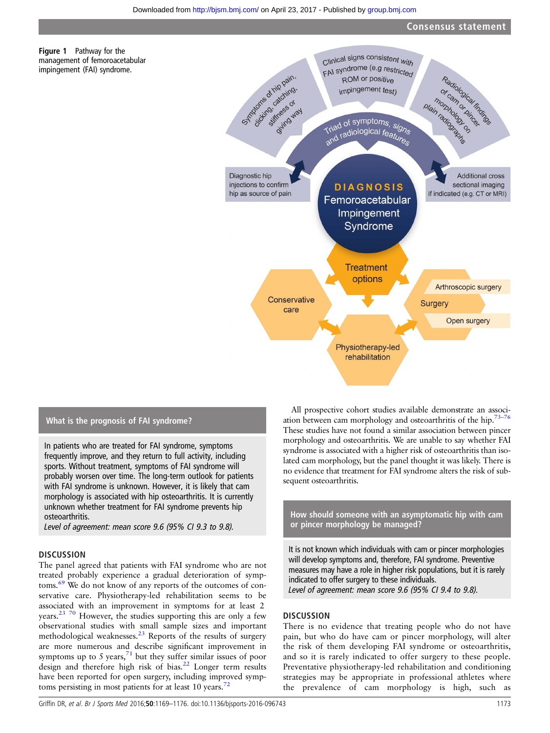**Figure 1** Pathway for the management of femoroacetabular impingement (FAI) syndrome.

Symptoms of hip pain, clicking, catching, stiffness or giving way

Clinical signs consistent with FAI syndrome (e.g restricted ROM or positive impingement test)

Radiological findings of cam or pincer morphology on plain radiographs

Triad of symptoms, signs and radiological features

Diagnostic hip injections to confirm hip as source of pain

Additional cross sectional imaging if indicated (e.g. CT or MRI)

DIAGNOSIS Femoroacetabular Impingement Syndrome

Treatment options

Conservative care

Surgery

Arthroscopic surgery

Open surgery

Physiotherapy-led rehabilitation

## What is the prognosis of FAI syndrome?

In patients who are treated for FAI syndrome, symptoms frequently improve, and they return to full activity, including sports. Without treatment, symptoms of FAI syndrome will probably worsen over time. The long-term outlook for patients with FAI syndrome is unknown. However, it is likely that cam morphology is associated with hip osteoarthritis. It is currently unknown whether treatment for FAI syndrome prevents hip osteoarthritis.
*Level of agreement: mean score 9.6 (95% CI 9.3 to 9.8).*

### DISCUSSION

The panel agreed that patients with FAI syndrome who are not treated probably experience a gradual deterioration of symptoms.[69] We do not know of any reports of the outcomes of conservative care. Physiotherapy-led rehabilitation seems to be associated with an improvement in symptoms for at least 2 years.[23 70] However, the studies supporting this are only a few observational studies with small sample sizes and important methodological weaknesses.[23] Reports of the results of surgery are more numerous and describe significant improvement in symptoms up to 5 years,[71] but they suffer similar issues of poor design and therefore high risk of bias.[22] Longer term results have been reported for open surgery, including improved symptoms persisting in most patients for at least 10 years.[72]

All prospective cohort studies available demonstrate an association between cam morphology and osteoarthritis of the hip.[73–76] These studies have not found a similar association between pincer morphology and osteoarthritis. We are unable to say whether FAI syndrome is associated with a higher risk of osteoarthritis than isolated cam morphology, but the panel thought it was likely. There is no evidence that treatment for FAI syndrome alters the risk of subsequent osteoarthritis.

## How should someone with an asymptomatic hip with cam or pincer morphology be managed?

It is not known which individuals with cam or pincer morphologies will develop symptoms and, therefore, FAI syndrome. Preventive measures may have a role in higher risk populations, but it is rarely indicated to offer surgery to these individuals.
*Level of agreement: mean score 9.6 (95% CI 9.4 to 9.8).*

### DISCUSSION

There is no evidence that treating people who do not have pain, but who do have cam or pincer morphology, will alter the risk of them developing FAI syndrome or osteoarthritis, and so it is rarely indicated to offer surgery to these people. Preventative physiotherapy-led rehabilitation and conditioning strategies may be appropriate in professional athletes where the prevalence of cam morphology is high, such as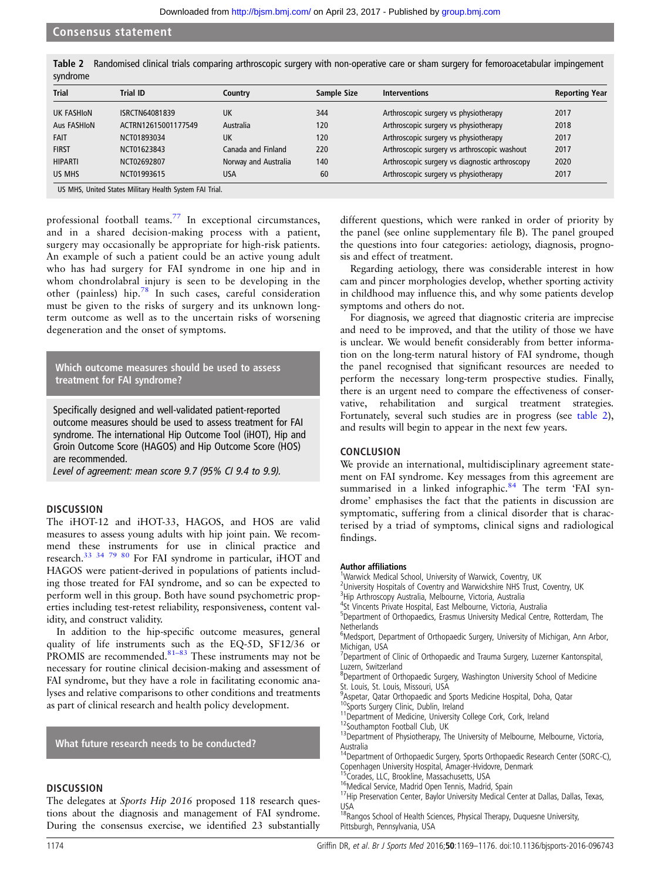Table 2 Randomised clinical trials comparing arthroscopic surgery with non-operative care or sham surgery for femoroacetabular impingement syndrome

| Trial | Trial ID | Country | Sample Size | Interventions | Reporting Year |
|---|---|---|---|---|---|
| UK FASHIoN | ISRCTN64081839 | UK | 344 | Arthroscopic surgery vs physiotherapy | 2017 |
| Aus FASHIoN | ACTRN12615001177549 | Australia | 120 | Arthroscopic surgery vs physiotherapy | 2018 |
| FAIT | NCT01893034 | UK | 120 | Arthroscopic surgery vs physiotherapy | 2017 |
| FIRST | NCT01623843 | Canada and Finland | 220 | Arthroscopic surgery vs arthroscopic washout | 2017 |
| HIPARTI | NCT02692807 | Norway and Australia | 140 | Arthroscopic surgery vs diagnostic arthroscopy | 2020 |
| US MHS | NCT01993615 | USA | 60 | Arthroscopic surgery vs physiotherapy | 2017 |

US MHS, United States Military Health System FAI Trial.

professional football teams.[77] In exceptional circumstances, and in a shared decision-making process with a patient, surgery may occasionally be appropriate for high-risk patients. An example of such a patient could be an active young adult who has had surgery for FAI syndrome in one hip and in whom chondrolabral injury is seen to be developing in the other (painless) hip.[78] In such cases, careful consideration must be given to the risks of surgery and its unknown long-term outcome as well as to the uncertain risks of worsening degeneration and the onset of symptoms.

## Which outcome measures should be used to assess treatment for FAI syndrome?

Specifically designed and well-validated patient-reported outcome measures should be used to assess treatment for FAI syndrome. The international Hip Outcome Tool (iHOT), Hip and Groin Outcome Score (HAGOS) and Hip Outcome Score (HOS) are recommended.

*Level of agreement: mean score 9.7 (95% CI 9.4 to 9.9).*

### DISCUSSION

The iHOT-12 and iHOT-33, HAGOS, and HOS are valid measures to assess young adults with hip joint pain. We recommend these instruments for use in clinical practice and research.[33 34 79 80] For FAI syndrome in particular, iHOT and HAGOS were patient-derived in populations of patients including those treated for FAI syndrome, and so can be expected to perform well in this group. Both have sound psychometric properties including test-retest reliability, responsiveness, content validity, and construct validity.

In addition to the hip-specific outcome measures, general quality of life instruments such as the EQ-5D, SF12/36 or PROMIS are recommended.[81–83] These instruments may not be necessary for routine clinical decision-making and assessment of FAI syndrome, but they have a role in facilitating economic analyses and relative comparisons to other conditions and treatments as part of clinical research and health policy development.

## What future research needs to be conducted?

### DISCUSSION

The delegates at *Sports Hip 2016* proposed 118 research questions about the diagnosis and management of FAI syndrome. During the consensus exercise, we identified 23 substantially different questions, which were ranked in order of priority by the panel (see online supplementary file B). The panel grouped the questions into four categories: aetiology, diagnosis, prognosis and effect of treatment.

Regarding aetiology, there was considerable interest in how cam and pincer morphologies develop, whether sporting activity in childhood may influence this, and why some patients develop symptoms and others do not.

For diagnosis, we agreed that diagnostic criteria are imprecise and need to be improved, and that the utility of those we have is unclear. We would benefit considerably from better information on the long-term natural history of FAI syndrome, though the panel recognised that significant resources are needed to perform the necessary long-term prospective studies. Finally, there is an urgent need to compare the effectiveness of conservative, rehabilitation and surgical treatment strategies. Fortunately, several such studies are in progress (see table 2), and results will begin to appear in the next few years.

## CONCLUSION

We provide an international, multidisciplinary agreement statement on FAI syndrome. Key messages from this agreement are summarised in a linked infographic.[84] The term 'FAI syndrome' emphasises the fact that the patients in discussion are symptomatic, suffering from a clinical disorder that is characterised by a triad of symptoms, clinical signs and radiological findings.

**Author affiliations**

[1]Warwick Medical School, University of Warwick, Coventry, UK
[2]University Hospitals of Coventry and Warwickshire NHS Trust, Coventry, UK
[3]Hip Arthroscopy Australia, Melbourne, Victoria, Australia
[4]St Vincents Private Hospital, East Melbourne, Victoria, Australia
[5]Department of Orthopaedics, Erasmus University Medical Centre, Rotterdam, The Netherlands
[6]Medsport, Department of Orthopaedic Surgery, University of Michigan, Ann Arbor, Michigan, USA
[7]Department of Clinic of Orthopaedic and Trauma Surgery, Luzerner Kantonspital, Luzern, Switzerland
[8]Department of Orthopaedic Surgery, Washington University School of Medicine St. Louis, St. Louis, Missouri, USA
[9]Aspetar, Qatar Orthopaedic and Sports Medicine Hospital, Doha, Qatar
[10]Sports Surgery Clinic, Dublin, Ireland
[11]Department of Medicine, University College Cork, Cork, Ireland
[12]Southampton Football Club, UK
[13]Department of Physiotherapy, The University of Melbourne, Melbourne, Victoria, Australia
[14]Department of Orthopaedic Surgery, Sports Orthopaedic Research Center (SORC-C), Copenhagen University Hospital, Amager-Hvidovre, Denmark
[15]Corades, LLC, Brookline, Massachusetts, USA
[16]Medical Service, Madrid Open Tennis, Madrid, Spain
[17]Hip Preservation Center, Baylor University Medical Center at Dallas, Dallas, Texas, USA
[18]Rangos School of Health Sciences, Physical Therapy, Duquesne University, Pittsburgh, Pennsylvania, USA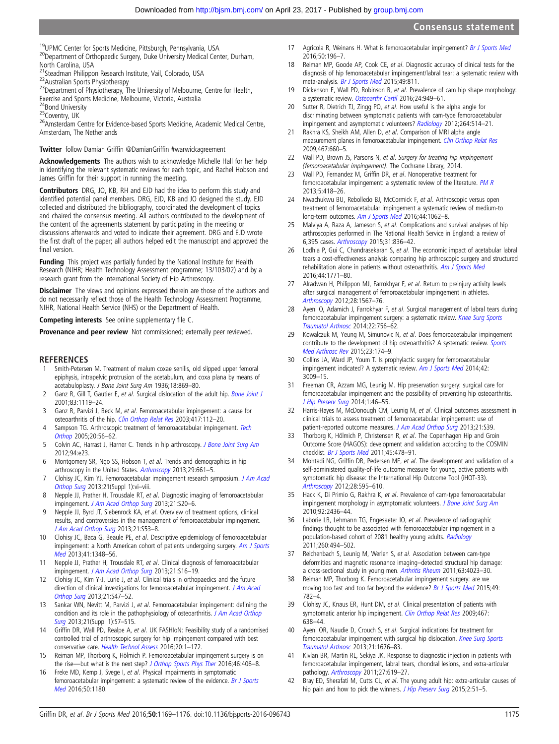[19]UPMC Center for Sports Medicine, Pittsburgh, Pennsylvania, USA
[20]Department of Orthopaedic Surgery, Duke University Medical Center, Durham, North Carolina, USA
[21]Steadman Philippon Research Institute, Vail, Colorado, USA
[22]Australian Sports Physiotherapy
[23]Department of Physiotherapy, The University of Melbourne, Centre for Health, Exercise and Sports Medicine, Melbourne, Victoria, Australia
[24]Bond University
[25]Coventry, UK
[26]Amsterdam Centre for Evidence-based Sports Medicine, Academic Medical Centre, Amsterdam, The Netherlands

**Twitter** follow Damian Griffin @DamianGriffin #warwickagreement

**Acknowledgements** The authors wish to acknowledge Michelle Hall for her help in identifying the relevant systematic reviews for each topic, and Rachel Hobson and James Griffin for their support in running the meeting.

**Contributors** DRG, JO, KB, RH and EJD had the idea to perform this study and identified potential panel members. DRG, EJD, KB and JO designed the study. EJD collected and distributed the bibliography, coordinated the development of topics and chaired the consensus meeting. All authors contributed to the development of the content of the agreements statement by participating in the meeting or discussions afterwards and voted to indicate their agreement. DRG and EJD wrote the first draft of the paper; all authors helped edit the manuscript and approved the final version.

**Funding** This project was partially funded by the National Institute for Health Research (NIHR; Health Technology Assessment programme; 13/103/02) and by a research grant from the International Society of Hip Arthroscopy.

**Disclaimer** The views and opinions expressed therein are those of the authors and do not necessarily reflect those of the Health Technology Assessment Programme, NIHR, National Health Service (NHS) or the Department of Health.

**Competing interests** See online supplementary file C.

**Provenance and peer review** Not commissioned; externally peer reviewed.

## REFERENCES

1. Smith-Petersen M. Treatment of malum coxae senilis, old slipped upper femoral epiphysis, intrapelvic protrusion of the acetabulum, and coxa plana by means of acetabuloplasty. *J Bone Joint Surg Am* 1936;18:869–80.
2. Ganz R, Gill T, Gautier E, *et al*. Surgical dislocation of the adult hip. *Bone Joint J* 2001;83:1119–24.
3. Ganz R, Parvizi J, Beck M, *et al*. Femoroacetabular impingement: a cause for osteoarthritis of the hip. *Clin Orthop Relat Res* 2003;417:112–20.
4. Sampson TG. Arthroscopic treatment of femoroacetabular impingement. *Tech Orthop* 2005;20:56–62.
5. Colvin AC, Harrast J, Harner C. Trends in hip arthroscopy. *J Bone Joint Surg Am* 2012;94:e23.
6. Montgomery SR, Ngo SS, Hobson T, *et al*. Trends and demographics in hip arthroscopy in the United States. *Arthroscopy* 2013;29:661–5.
7. Clohisy JC, Kim YJ. Femoroacetabular impingement research symposium. *J Am Acad Orthop Surg* 2013;21(Suppl 1):vi–viii.
8. Nepple JJ, Prather H, Trousdale RT, *et al*. Diagnostic imaging of femoroacetabular impingement. *J Am Acad Orthop Surg* 2013;21:S20–6.
9. Nepple JJ, Byrd JT, Siebenrock KA, *et al*. Overview of treatment options, clinical results, and controversies in the management of femoroacetabular impingement. *J Am Acad Orthop Surg* 2013;21:S53–8.
10. Clohisy JC, Baca G, Beaule PE, *et al*. Descriptive epidemiology of femoroacetabular impingement: a North American cohort of patients undergoing surgery. *Am J Sports Med* 2013;41:1348–56.
11. Nepple JJ, Prather H, Trousdale RT, *et al*. Clinical diagnosis of femoroacetabular impingement. *J Am Acad Orthop Surg* 2013;21:S16–19.
12. Clohisy JC, Kim Y-J, Lurie J, *et al*. Clinical trials in orthopaedics and the future direction of clinical investigations for femoroacetabular impingement. *J Am Acad Orthop Surg* 2013;21:S47–52.
13. Sankar WN, Nevitt M, Parvizi J, *et al*. Femoroacetabular impingement: defining the condition and its role in the pathophysiology of osteoarthritis. *J Am Acad Orthop Surg* 2013;21(Suppl 1):S7–S15.
14. Griffin DR, Wall PD, Realpe A, *et al*. UK FASHIoN: Feasibility study of a randomised controlled trial of arthroscopic surgery for hip impingement compared with best conservative care. *Health Technol Assess* 2016;20:1–172.
15. Reiman MP, Thorborg K, Hölmich P. Femoroacetabular impingement surgery is on the rise—but what is the next step? *J Orthop Sports Phys Ther* 2016;46:406–8.
16. Freke MD, Kemp J, Svege I, *et al*. Physical impairments in symptomatic femoroacetabular impingement: a systematic review of the evidence. *Br J Sports Med* 2016;50:1180.
17. Agricola R, Weinans H. What is femoroacetabular impingement? *Br J Sports Med* 2016;50:196–7.
18. Reiman MP, Goode AP, Cook CE, *et al*. Diagnostic accuracy of clinical tests for the diagnosis of hip femoroacetabular impingement/labral tear: a systematic review with meta-analysis. *Br J Sports Med* 2015;49:811.
19. Dickenson E, Wall PD, Robinson B, *et al*. Prevalence of cam hip shape morphology: a systematic review. *Osteoarthr Cartil* 2016;24:949–61.
20. Sutter R, Dietrich TJ, Zingg PO, *et al*. How useful is the alpha angle for discriminating between symptomatic patients with cam-type femoroacetabular impingement and asymptomatic volunteers? *Radiology* 2012;264:514–21.
21. Rakhra KS, Sheikh AM, Allen D, *et al*. Comparison of MRI alpha angle measurement planes in femoroacetabular impingement. *Clin Orthop Relat Res* 2009;467:660–5.
22. Wall PD, Brown JS, Parsons N, *et al*. *Surgery for treating hip impingement (femoroacetabular impingement)*. The Cochrane Library, 2014.
23. Wall PD, Fernandez M, Griffin DR, *et al*. Nonoperative treatment for femoroacetabular impingement: a systematic review of the literature. *PM R* 2013;5:418–26.
24. Nwachukwu BU, Rebolledo BJ, McCormick F, *et al*. Arthroscopic versus open treatment of femoroacetabular impingement a systematic review of medium-to long-term outcomes. *Am J Sports Med* 2016;44:1062–8.
25. Malviya A, Raza A, Jameson S, *et al*. Complications and survival analyses of hip arthroscopies performed in The National Health Service in England: a review of 6,395 cases. *Arthroscopy* 2015;31:836–42.
26. Lodhia P, Gui C, Chandrasekaran S, *et al*. The economic impact of acetabular labral tears a cost-effectiveness analysis comparing hip arthroscopic surgery and structured rehabilitation alone in patients without osteoarthritis. *Am J Sports Med* 2016;44:1771–80.
27. Alradwan H, Philippon MJ, Farrokhyar F, *et al*. Return to preinjury activity levels after surgical management of femoroacetabular impingement in athletes. *Arthroscopy* 2012;28:1567–76.
28. Ayeni O, Adamich J, Farrokhyar F, *et al*. Surgical management of labral tears during femoroacetabular impingement surgery: a systematic review. *Knee Surg Sports Traumatol Arthrosc* 2014;22:756–62.
29. Kowalczuk M, Yeung M, Simunovic N, *et al*. Does femoroacetabular impingement contribute to the development of hip osteoarthritis? A systematic review. *Sports Med Arthrosc Rev* 2015;23:174–9.
30. Collins JA, Ward JP, Youm T. Is prophylactic surgery for femoroacetabular impingement indicated? A systematic review. *Am J Sports Med* 2014;42:3009–15.
31. Freeman CR, Azzam MG, Leunig M. Hip preservation surgery: surgical care for femoroacetabular impingement and the possibility of preventing hip osteoarthritis. *J Hip Preserv Surg* 2014;1:46–55.
32. Harris-Hayes M, McDonough CM, Leunig M, *et al*. Clinical outcomes assessment in clinical trials to assess treatment of femoroacetabular impingement: use of patient-reported outcome measures. *J Am Acad Orthop Surg* 2013;21:S39.
33. Thorborg K, Hölmich P, Christensen R, *et al*. The Copenhagen Hip and Groin Outcome Score (HAGOS): development and validation according to the COSMIN checklist. *Br J Sports Med* 2011;45:478–91.
34. Mohtadi NG, Griffin DR, Pedersen ME, *et al*. The development and validation of a self-administered quality-of-life outcome measure for young, active patients with symptomatic hip disease: the International Hip Outcome Tool (iHOT-33). *Arthroscopy* 2012;28:595–610.
35. Hack K, Di Primio G, Rakhra K, *et al*. Prevalence of cam-type femoroacetabular impingement morphology in asymptomatic volunteers. *J Bone Joint Surg Am* 2010;92:2436–44.
36. Laborie LB, Lehmann TG, Engesaeter IO, *et al*. Prevalence of radiographic findings thought to be associated with femoroacetabular impingement in a population-based cohort of 2081 healthy young adults. *Radiology* 2011;260:494–502.
37. Reichenbach S, Leunig M, Werlen S, *et al*. Association between cam-type deformities and magnetic resonance imaging–detected structural hip damage: a cross-sectional study in young men. *Arthritis Rheum* 2011;63:4023–30.
38. Reiman MP, Thorborg K. Femoroacetabular impingement surgery: are we moving too fast and too far beyond the evidence? *Br J Sports Med* 2015;49:782–4.
39. Clohisy JC, Knaus ER, Hunt DM, *et al*. Clinical presentation of patients with symptomatic anterior hip impingement. *Clin Orthop Relat Res* 2009;467:638–44.
40. Ayeni OR, Naudie D, Crouch S, *et al*. Surgical indications for treatment for femoroacetabular impingement with surgical hip dislocation. *Knee Surg Sports Traumatol Arthrosc* 2013;21:1676–83.
41. Kivlan BR, Martin RL, Sekiya JK. Response to diagnostic injection in patients with femoroacetabular impingement, labral tears, chondral lesions, and extra-articular pathology. *Arthroscopy* 2011;27:619–27.
42. Bray ED, Sherafati M, Cutts CL, *et al*. The young adult hip: extra-articular causes of hip pain and how to pick the winners. *J Hip Preserv Surg* 2015;2:51–5.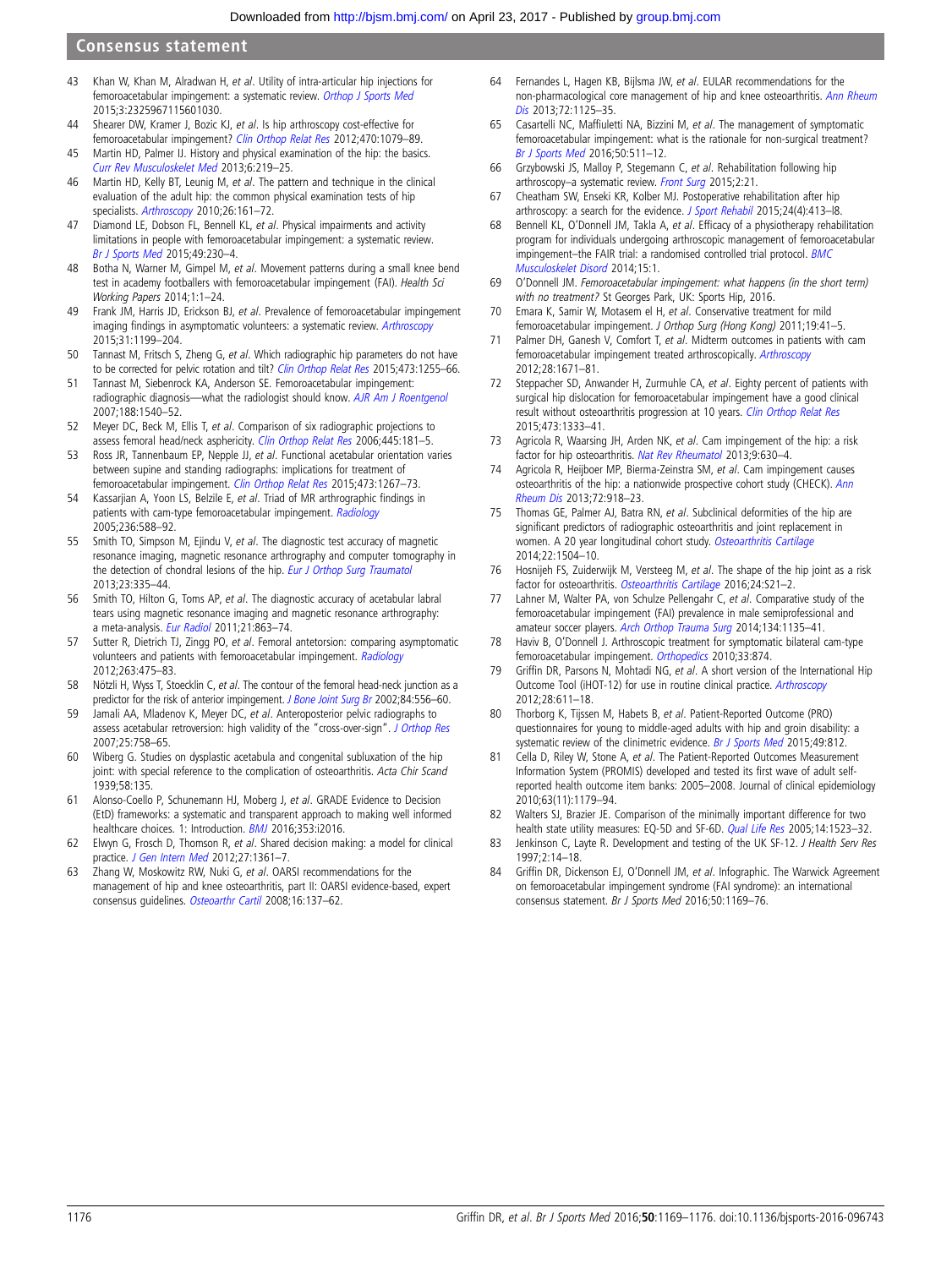43 Khan W, Khan M, Alradwan H, *et al*. Utility of intra-articular hip injections for femoroacetabular impingement: a systematic review. *Orthop J Sports Med* 2015;3:2325967115601030.

44 Shearer DW, Kramer J, Bozic KJ, *et al*. Is hip arthroscopy cost-effective for femoroacetabular impingement? *Clin Orthop Relat Res* 2012;470:1079–89.

45 Martin HD, Palmer IJ. History and physical examination of the hip: the basics. *Curr Rev Musculoskelet Med* 2013;6:219–25.

46 Martin HD, Kelly BT, Leunig M, *et al*. The pattern and technique in the clinical evaluation of the adult hip: the common physical examination tests of hip specialists. *Arthroscopy* 2010;26:161–72.

47 Diamond LE, Dobson FL, Bennell KL, *et al*. Physical impairments and activity limitations in people with femoroacetabular impingement: a systematic review. *Br J Sports Med* 2015;49:230–4.

48 Botha N, Warner M, Gimpel M, *et al*. Movement patterns during a small knee bend test in academy footballers with femoroacetabular impingement (FAI). *Health Sci Working Papers* 2014;1:1–24.

49 Frank JM, Harris JD, Erickson BJ, *et al*. Prevalence of femoroacetabular impingement imaging findings in asymptomatic volunteers: a systematic review. *Arthroscopy* 2015;31:1199–204.

50 Tannast M, Fritsch S, Zheng G, *et al*. Which radiographic hip parameters do not have to be corrected for pelvic rotation and tilt? *Clin Orthop Relat Res* 2015;473:1255–66.

51 Tannast M, Siebenrock KA, Anderson SE. Femoroacetabular impingement: radiographic diagnosis—what the radiologist should know. *AJR Am J Roentgenol* 2007;188:1540–52.

52 Meyer DC, Beck M, Ellis T, *et al*. Comparison of six radiographic projections to assess femoral head/neck asphericity. *Clin Orthop Relat Res* 2006;445:181–5.

53 Ross JR, Tannenbaum EP, Nepple JJ, *et al*. Functional acetabular orientation varies between supine and standing radiographs: implications for treatment of femoroacetabular impingement. *Clin Orthop Relat Res* 2015;473:1267–73.

54 Kassarjian A, Yoon LS, Belzile E, *et al*. Triad of MR arthrographic findings in patients with cam-type femoroacetabular impingement. *Radiology* 2005;236:588–92.

55 Smith TO, Simpson M, Ejindu V, *et al*. The diagnostic test accuracy of magnetic resonance imaging, magnetic resonance arthrography and computer tomography in the detection of chondral lesions of the hip. *Eur J Orthop Surg Traumatol* 2013;23:335–44.

56 Smith TO, Hilton G, Toms AP, *et al*. The diagnostic accuracy of acetabular labral tears using magnetic resonance imaging and magnetic resonance arthrography: a meta-analysis. *Eur Radiol* 2011;21:863–74.

57 Sutter R, Dietrich TJ, Zingg PO, *et al*. Femoral antetorsion: comparing asymptomatic volunteers and patients with femoroacetabular impingement. *Radiology* 2012;263:475–83.

58 Nötzli H, Wyss T, Stoecklin C, *et al*. The contour of the femoral head-neck junction as a predictor for the risk of anterior impingement. *J Bone Joint Surg Br* 2002;84:556–60.

59 Jamali AA, Mladenov K, Meyer DC, *et al*. Anteroposterior pelvic radiographs to assess acetabular retroversion: high validity of the "cross-over-sign". *J Orthop Res* 2007;25:758–65.

60 Wiberg G. Studies on dysplastic acetabula and congenital subluxation of the hip joint: with special reference to the complication of osteoarthritis. *Acta Chir Scand* 1939;58:135.

61 Alonso-Coello P, Schunemann HJ, Moberg J, *et al*. GRADE Evidence to Decision (EtD) frameworks: a systematic and transparent approach to making well informed healthcare choices. 1: Introduction. *BMJ* 2016;353:i2016.

62 Elwyn G, Frosch D, Thomson R, *et al*. Shared decision making: a model for clinical practice. *J Gen Intern Med* 2012;27:1361–7.

63 Zhang W, Moskowitz RW, Nuki G, *et al*. OARSI recommendations for the management of hip and knee osteoarthritis, part II: OARSI evidence-based, expert consensus guidelines. *Osteoarthr Cartil* 2008;16:137–62.

64 Fernandes L, Hagen KB, Bijlsma JW, *et al*. EULAR recommendations for the non-pharmacological core management of hip and knee osteoarthritis. *Ann Rheum Dis* 2013;72:1125–35.

65 Casartelli NC, Maffiuletti NA, Bizzini M, *et al*. The management of symptomatic femoroacetabular impingement: what is the rationale for non-surgical treatment? *Br J Sports Med* 2016;50:511–12.

66 Grzybowski JS, Malloy P, Stegemann C, *et al*. Rehabilitation following hip arthroscopy–a systematic review. *Front Surg* 2015;2:21.

67 Cheatham SW, Enseki KR, Kolber MJ. Postoperative rehabilitation after hip arthroscopy: a search for the evidence. *J Sport Rehabil* 2015;24(4):413–l8.

68 Bennell KL, O'Donnell JM, Takla A, *et al*. Efficacy of a physiotherapy rehabilitation program for individuals undergoing arthroscopic management of femoroacetabular impingement–the FAIR trial: a randomised controlled trial protocol. *BMC Musculoskelet Disord* 2014;15:1.

69 O'Donnell JM. *Femoroacetabular impingement: what happens (in the short term) with no treatment?* St Georges Park, UK: Sports Hip, 2016.

70 Emara K, Samir W, Motasem el H, *et al*. Conservative treatment for mild femoroacetabular impingement. *J Orthop Surg (Hong Kong)* 2011;19:41–5.

71 Palmer DH, Ganesh V, Comfort T, *et al*. Midterm outcomes in patients with cam femoroacetabular impingement treated arthroscopically. *Arthroscopy* 2012;28:1671–81.

72 Steppacher SD, Anwander H, Zurmuhle CA, *et al*. Eighty percent of patients with surgical hip dislocation for femoroacetabular impingement have a good clinical result without osteoarthritis progression at 10 years. *Clin Orthop Relat Res* 2015;473:1333–41.

73 Agricola R, Waarsing JH, Arden NK, *et al*. Cam impingement of the hip: a risk factor for hip osteoarthritis. *Nat Rev Rheumatol* 2013;9:630–4.

74 Agricola R, Heijboer MP, Bierma-Zeinstra SM, *et al*. Cam impingement causes osteoarthritis of the hip: a nationwide prospective cohort study (CHECK). *Ann Rheum Dis* 2013;72:918–23.

75 Thomas GE, Palmer AJ, Batra RN, *et al*. Subclinical deformities of the hip are significant predictors of radiographic osteoarthritis and joint replacement in women. A 20 year longitudinal cohort study. *Osteoarthritis Cartilage* 2014;22:1504–10.

76 Hosnijeh FS, Zuiderwijk M, Versteeg M, *et al*. The shape of the hip joint as a risk factor for osteoarthritis. *Osteoarthritis Cartilage* 2016;24:S21–2.

77 Lahner M, Walter PA, von Schulze Pellengahr C, *et al*. Comparative study of the femoroacetabular impingement (FAI) prevalence in male semiprofessional and amateur soccer players. *Arch Orthop Trauma Surg* 2014;134:1135–41.

78 Haviv B, O'Donnell J. Arthroscopic treatment for symptomatic bilateral cam-type femoroacetabular impingement. *Orthopedics* 2010;33:874.

79 Griffin DR, Parsons N, Mohtadi NG, *et al*. A short version of the International Hip Outcome Tool (iHOT-12) for use in routine clinical practice. *Arthroscopy* 2012;28:611–18.

80 Thorborg K, Tijssen M, Habets B, *et al*. Patient-Reported Outcome (PRO) questionnaires for young to middle-aged adults with hip and groin disability: a systematic review of the clinimetric evidence. *Br J Sports Med* 2015;49:812.

81 Cella D, Riley W, Stone A, *et al*. The Patient-Reported Outcomes Measurement Information System (PROMIS) developed and tested its first wave of adult self-reported health outcome item banks: 2005–2008. Journal of clinical epidemiology 2010;63(11):1179–94.

82 Walters SJ, Brazier JE. Comparison of the minimally important difference for two health state utility measures: EQ-5D and SF-6D. *Qual Life Res* 2005;14:1523–32.

83 Jenkinson C, Layte R. Development and testing of the UK SF-12. *J Health Serv Res* 1997;2:14–18.

84 Griffin DR, Dickenson EJ, O'Donnell JM, *et al*. Infographic. The Warwick Agreement on femoroacetabular impingement syndrome (FAI syndrome): an international consensus statement. *Br J Sports Med* 2016;50:1169–76.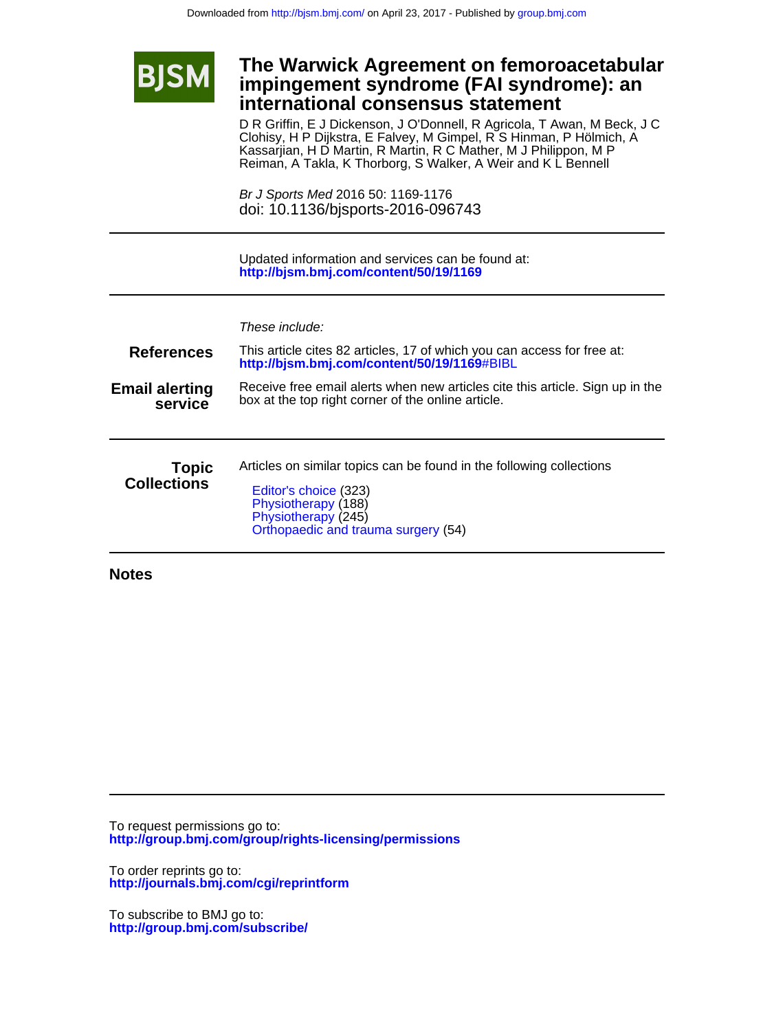# The Warwick Agreement on femoroacetabular impingement syndrome (FAI syndrome): an international consensus statement

D R Griffin, E J Dickenson, J O'Donnell, R Agricola, T Awan, M Beck, J C Clohisy, H P Dijkstra, E Falvey, M Gimpel, R S Hinman, P Hölmich, A Kassarjian, H D Martin, R Martin, R C Mather, M J Philippon, M P Reiman, A Takla, K Thorborg, S Walker, A Weir and K L Bennell

*Br J Sports Med* 2016 50: 1169-1176
doi: 10.1136/bjsports-2016-096743

Updated information and services can be found at:
**http://bjsm.bmj.com/content/50/19/1169**

*These include:*

**References**

This article cites 82 articles, 17 of which you can access for free at:
**http://bjsm.bmj.com/content/50/19/1169**#BIBL

**Email alerting service**

Receive free email alerts when new articles cite this article. Sign up in the box at the top right corner of the online article.

**Topic Collections**

Articles on similar topics can be found in the following collections

- Editor's choice (323)
- Physiotherapy (188)
- Physiotherapy (245)
- Orthopaedic and trauma surgery (54)

## Notes

To request permissions go to:
**http://group.bmj.com/group/rights-licensing/permissions**

To order reprints go to:
**http://journals.bmj.com/cgi/reprintform**

To subscribe to BMJ go to:
**http://group.bmj.com/subscribe/**